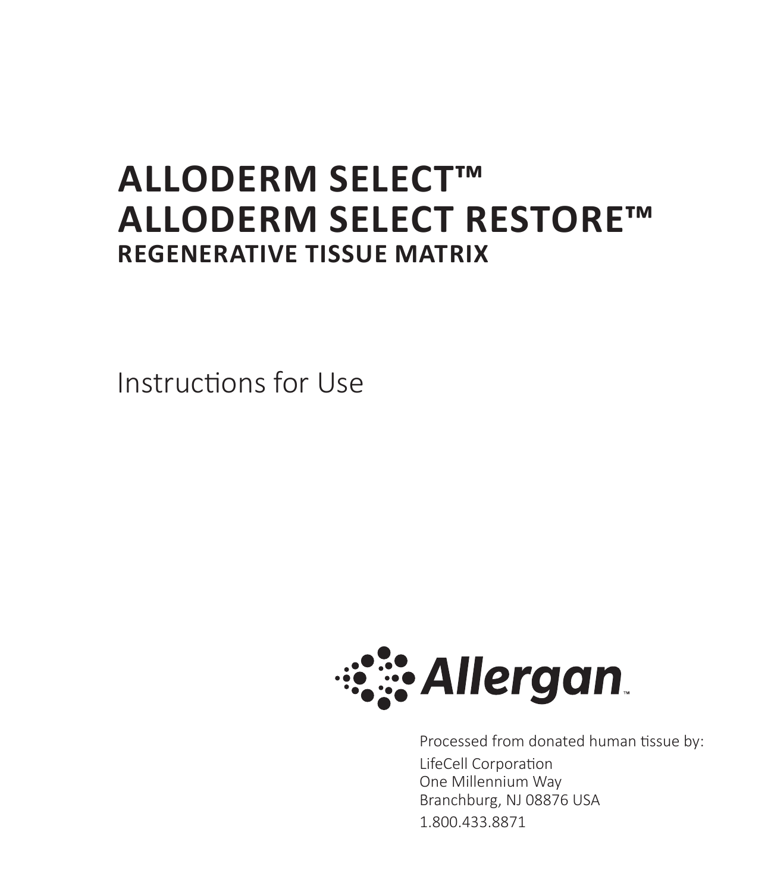# ALLODERM SELECT™
# ALLODERM SELECT RESTORE™
## REGENERATIVE TISSUE MATRIX

Instructions for Use

Allergan™

Processed from donated human tissue by:

LifeCell Corporation
One Millennium Way
Branchburg, NJ 08876 USA
1.800.433.8871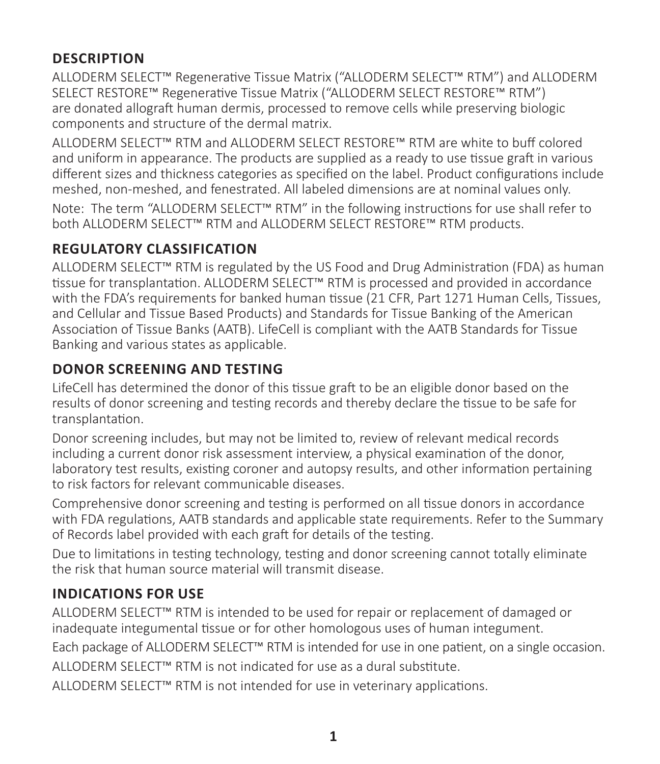## DESCRIPTION

ALLODERM SELECT™ Regenerative Tissue Matrix ("ALLODERM SELECT™ RTM") and ALLODERM SELECT RESTORE™ Regenerative Tissue Matrix ("ALLODERM SELECT RESTORE™ RTM") are donated allograft human dermis, processed to remove cells while preserving biologic components and structure of the dermal matrix.

ALLODERM SELECT™ RTM and ALLODERM SELECT RESTORE™ RTM are white to buff colored and uniform in appearance. The products are supplied as a ready to use tissue graft in various different sizes and thickness categories as specified on the label. Product configurations include meshed, non-meshed, and fenestrated. All labeled dimensions are at nominal values only.

Note: The term "ALLODERM SELECT™ RTM" in the following instructions for use shall refer to both ALLODERM SELECT™ RTM and ALLODERM SELECT RESTORE™ RTM products.

## REGULATORY CLASSIFICATION

ALLODERM SELECT™ RTM is regulated by the US Food and Drug Administration (FDA) as human tissue for transplantation. ALLODERM SELECT™ RTM is processed and provided in accordance with the FDA's requirements for banked human tissue (21 CFR, Part 1271 Human Cells, Tissues, and Cellular and Tissue Based Products) and Standards for Tissue Banking of the American Association of Tissue Banks (AATB). LifeCell is compliant with the AATB Standards for Tissue Banking and various states as applicable.

## DONOR SCREENING AND TESTING

LifeCell has determined the donor of this tissue graft to be an eligible donor based on the results of donor screening and testing records and thereby declare the tissue to be safe for transplantation.

Donor screening includes, but may not be limited to, review of relevant medical records including a current donor risk assessment interview, a physical examination of the donor, laboratory test results, existing coroner and autopsy results, and other information pertaining to risk factors for relevant communicable diseases.

Comprehensive donor screening and testing is performed on all tissue donors in accordance with FDA regulations, AATB standards and applicable state requirements. Refer to the Summary of Records label provided with each graft for details of the testing.

Due to limitations in testing technology, testing and donor screening cannot totally eliminate the risk that human source material will transmit disease.

## INDICATIONS FOR USE

ALLODERM SELECT™ RTM is intended to be used for repair or replacement of damaged or inadequate integumental tissue or for other homologous uses of human integument.

Each package of ALLODERM SELECT™ RTM is intended for use in one patient, on a single occasion.

ALLODERM SELECT™ RTM is not indicated for use as a dural substitute.

ALLODERM SELECT™ RTM is not intended for use in veterinary applications.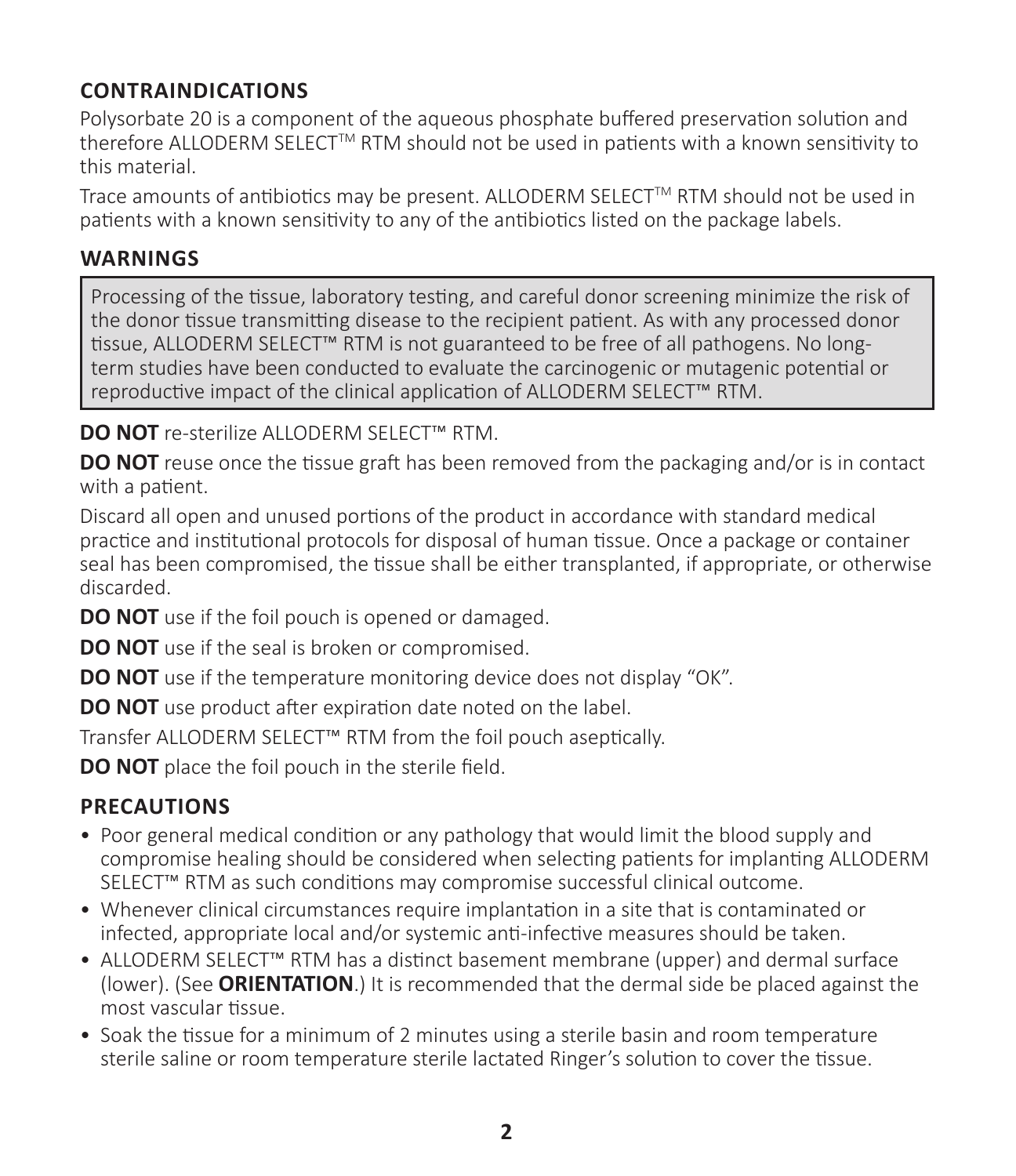## CONTRAINDICATIONS

Polysorbate 20 is a component of the aqueous phosphate buffered preservation solution and therefore ALLODERM SELECT™ RTM should not be used in patients with a known sensitivity to this material.

Trace amounts of antibiotics may be present. ALLODERM SELECT™ RTM should not be used in patients with a known sensitivity to any of the antibiotics listed on the package labels.

## WARNINGS

> Processing of the tissue, laboratory testing, and careful donor screening minimize the risk of the donor tissue transmitting disease to the recipient patient. As with any processed donor tissue, ALLODERM SELECT™ RTM is not guaranteed to be free of all pathogens. No long-term studies have been conducted to evaluate the carcinogenic or mutagenic potential or reproductive impact of the clinical application of ALLODERM SELECT™ RTM.

**DO NOT** re-sterilize ALLODERM SELECT™ RTM.

**DO NOT** reuse once the tissue graft has been removed from the packaging and/or is in contact with a patient.

Discard all open and unused portions of the product in accordance with standard medical practice and institutional protocols for disposal of human tissue. Once a package or container seal has been compromised, the tissue shall be either transplanted, if appropriate, or otherwise discarded.

**DO NOT** use if the foil pouch is opened or damaged.

**DO NOT** use if the seal is broken or compromised.

**DO NOT** use if the temperature monitoring device does not display "OK".

**DO NOT** use product after expiration date noted on the label.

Transfer ALLODERM SELECT™ RTM from the foil pouch aseptically.

**DO NOT** place the foil pouch in the sterile field.

## PRECAUTIONS

- Poor general medical condition or any pathology that would limit the blood supply and compromise healing should be considered when selecting patients for implanting ALLODERM SELECT™ RTM as such conditions may compromise successful clinical outcome.
- Whenever clinical circumstances require implantation in a site that is contaminated or infected, appropriate local and/or systemic anti-infective measures should be taken.
- ALLODERM SELECT™ RTM has a distinct basement membrane (upper) and dermal surface (lower). (See **ORIENTATION**.) It is recommended that the dermal side be placed against the most vascular tissue.
- Soak the tissue for a minimum of 2 minutes using a sterile basin and room temperature sterile saline or room temperature sterile lactated Ringer's solution to cover the tissue.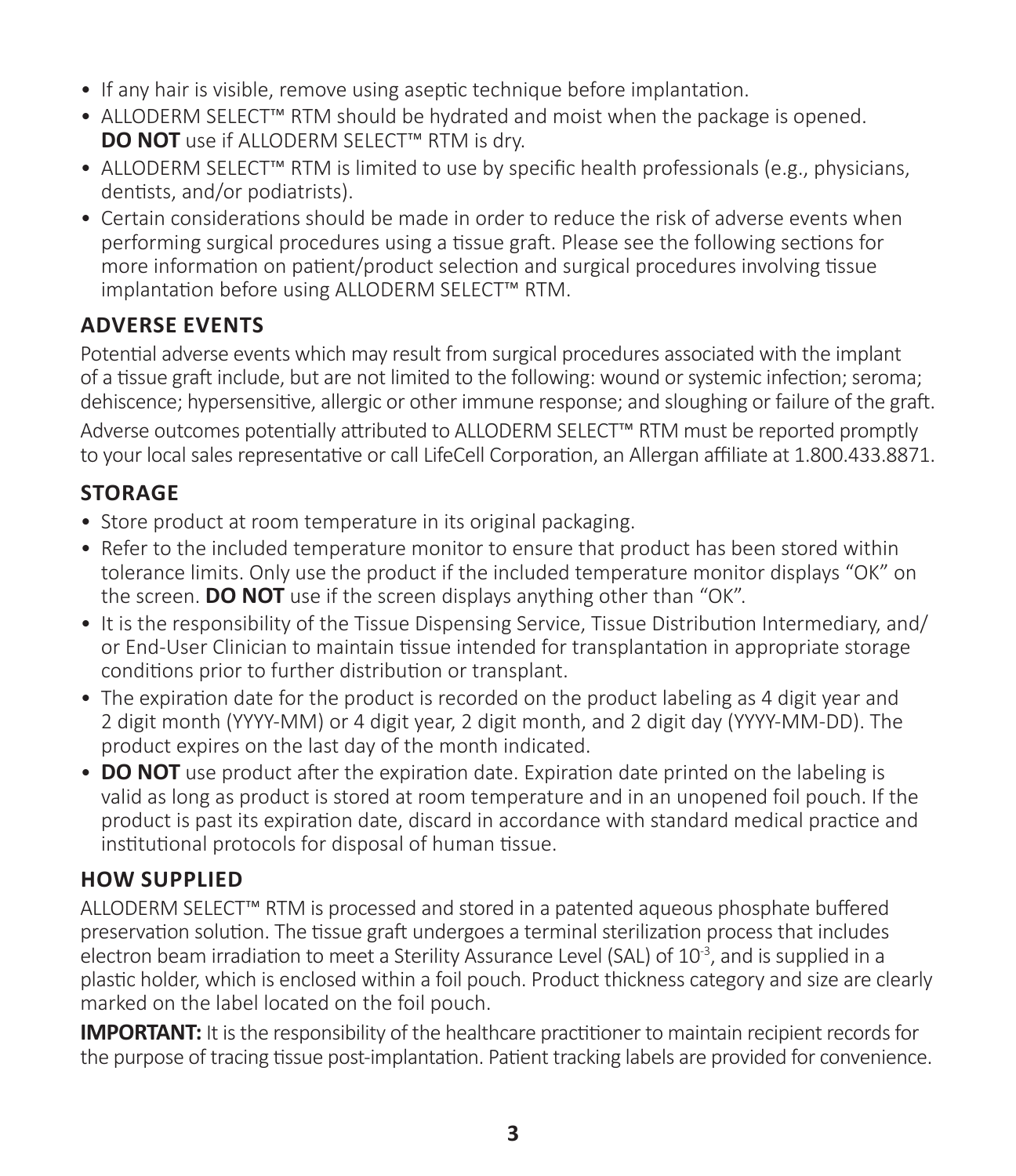- If any hair is visible, remove using aseptic technique before implantation.
- ALLODERM SELECT™ RTM should be hydrated and moist when the package is opened. **DO NOT** use if ALLODERM SELECT™ RTM is dry.
- ALLODERM SELECT™ RTM is limited to use by specific health professionals (e.g., physicians, dentists, and/or podiatrists).
- Certain considerations should be made in order to reduce the risk of adverse events when performing surgical procedures using a tissue graft. Please see the following sections for more information on patient/product selection and surgical procedures involving tissue implantation before using ALLODERM SELECT™ RTM.

## ADVERSE EVENTS

Potential adverse events which may result from surgical procedures associated with the implant of a tissue graft include, but are not limited to the following: wound or systemic infection; seroma; dehiscence; hypersensitive, allergic or other immune response; and sloughing or failure of the graft.

Adverse outcomes potentially attributed to ALLODERM SELECT™ RTM must be reported promptly to your local sales representative or call LifeCell Corporation, an Allergan affiliate at 1.800.433.8871.

## STORAGE

- Store product at room temperature in its original packaging.
- Refer to the included temperature monitor to ensure that product has been stored within tolerance limits. Only use the product if the included temperature monitor displays "OK" on the screen. **DO NOT** use if the screen displays anything other than "OK".
- It is the responsibility of the Tissue Dispensing Service, Tissue Distribution Intermediary, and/or End-User Clinician to maintain tissue intended for transplantation in appropriate storage conditions prior to further distribution or transplant.
- The expiration date for the product is recorded on the product labeling as 4 digit year and 2 digit month (YYYY-MM) or 4 digit year, 2 digit month, and 2 digit day (YYYY-MM-DD). The product expires on the last day of the month indicated.
- **DO NOT** use product after the expiration date. Expiration date printed on the labeling is valid as long as product is stored at room temperature and in an unopened foil pouch. If the product is past its expiration date, discard in accordance with standard medical practice and institutional protocols for disposal of human tissue.

## HOW SUPPLIED

ALLODERM SELECT™ RTM is processed and stored in a patented aqueous phosphate buffered preservation solution. The tissue graft undergoes a terminal sterilization process that includes electron beam irradiation to meet a Sterility Assurance Level (SAL) of $10^{-3}$, and is supplied in a plastic holder, which is enclosed within a foil pouch. Product thickness category and size are clearly marked on the label located on the foil pouch.

**IMPORTANT:** It is the responsibility of the healthcare practitioner to maintain recipient records for the purpose of tracing tissue post-implantation. Patient tracking labels are provided for convenience.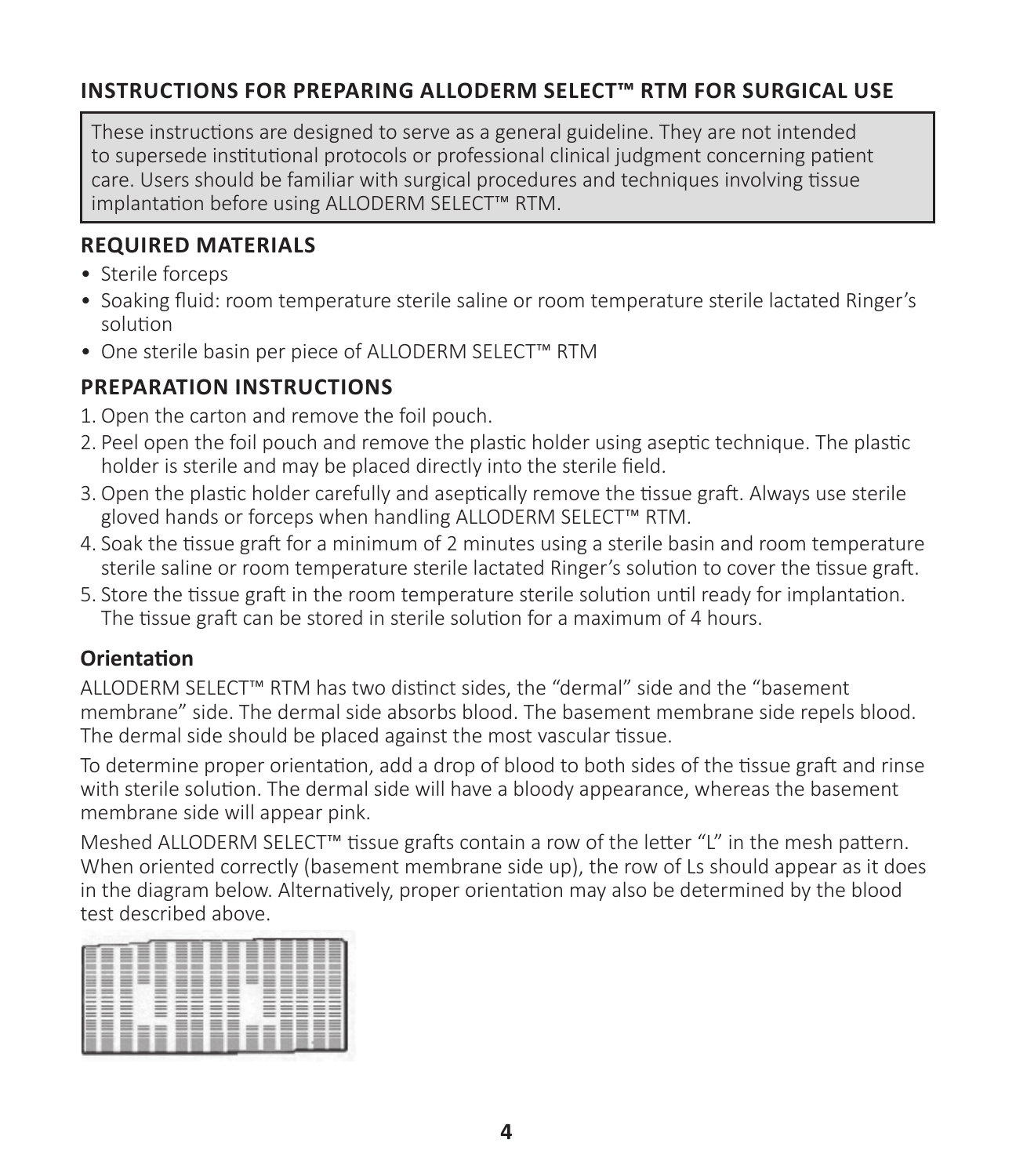## INSTRUCTIONS FOR PREPARING ALLODERM SELECT™ RTM FOR SURGICAL USE

These instructions are designed to serve as a general guideline. They are not intended to supersede institutional protocols or professional clinical judgment concerning patient care. Users should be familiar with surgical procedures and techniques involving tissue implantation before using ALLODERM SELECT™ RTM.

### REQUIRED MATERIALS

- Sterile forceps
- Soaking fluid: room temperature sterile saline or room temperature sterile lactated Ringer's solution
- One sterile basin per piece of ALLODERM SELECT™ RTM

### PREPARATION INSTRUCTIONS

1. Open the carton and remove the foil pouch.
2. Peel open the foil pouch and remove the plastic holder using aseptic technique. The plastic holder is sterile and may be placed directly into the sterile field.
3. Open the plastic holder carefully and aseptically remove the tissue graft. Always use sterile gloved hands or forceps when handling ALLODERM SELECT™ RTM.
4. Soak the tissue graft for a minimum of 2 minutes using a sterile basin and room temperature sterile saline or room temperature sterile lactated Ringer's solution to cover the tissue graft.
5. Store the tissue graft in the room temperature sterile solution until ready for implantation. The tissue graft can be stored in sterile solution for a maximum of 4 hours.

### Orientation

ALLODERM SELECT™ RTM has two distinct sides, the "dermal" side and the "basement membrane" side. The dermal side absorbs blood. The basement membrane side repels blood. The dermal side should be placed against the most vascular tissue.

To determine proper orientation, add a drop of blood to both sides of the tissue graft and rinse with sterile solution. The dermal side will have a bloody appearance, whereas the basement membrane side will appear pink.

Meshed ALLODERM SELECT™ tissue grafts contain a row of the letter "L" in the mesh pattern. When oriented correctly (basement membrane side up), the row of Ls should appear as it does in the diagram below. Alternatively, proper orientation may also be determined by the blood test described above.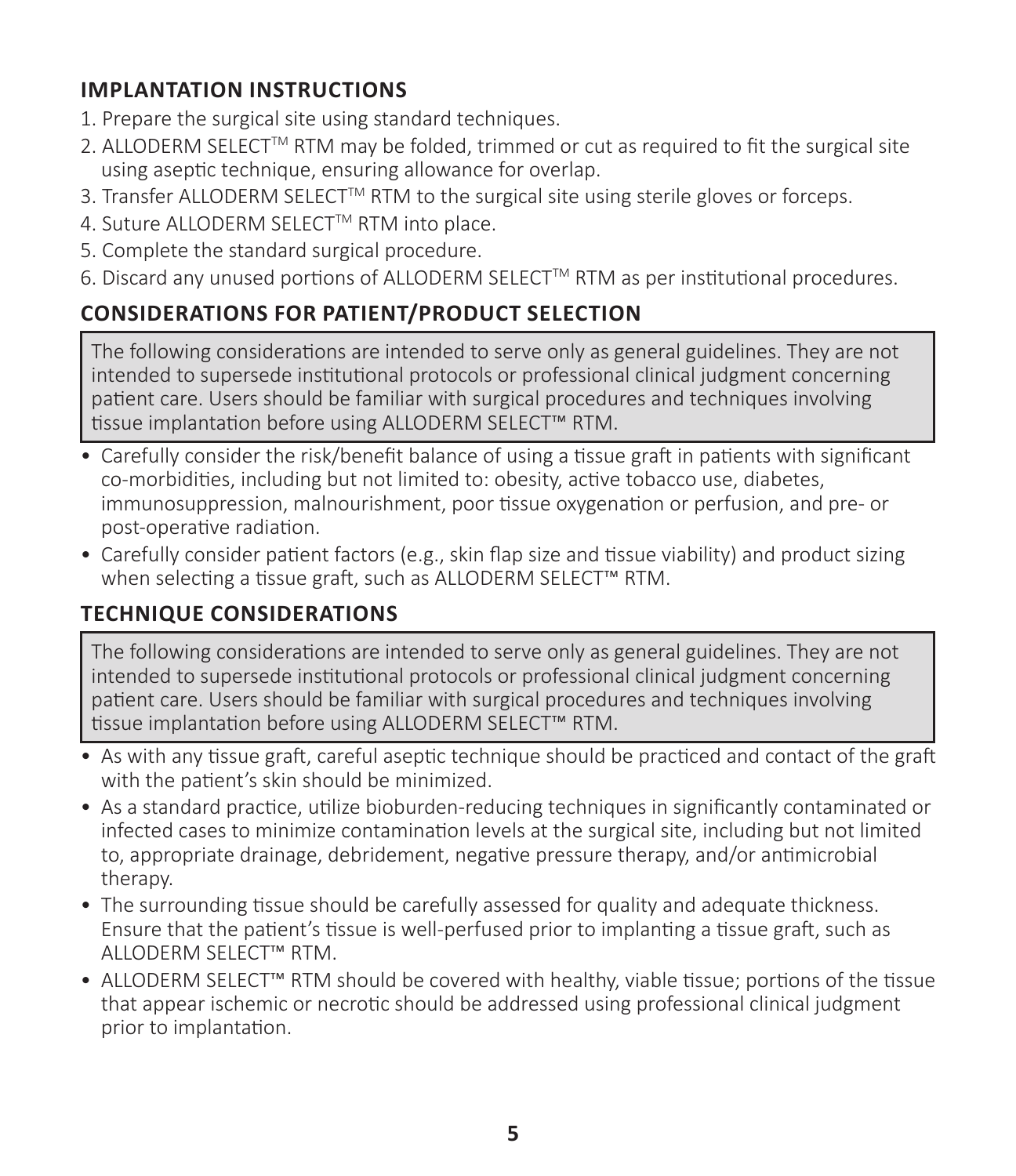## IMPLANTATION INSTRUCTIONS

1. Prepare the surgical site using standard techniques.
2. ALLODERM SELECT™ RTM may be folded, trimmed or cut as required to fit the surgical site using aseptic technique, ensuring allowance for overlap.
3. Transfer ALLODERM SELECT™ RTM to the surgical site using sterile gloves or forceps.
4. Suture ALLODERM SELECT™ RTM into place.
5. Complete the standard surgical procedure.
6. Discard any unused portions of ALLODERM SELECT™ RTM as per institutional procedures.

## CONSIDERATIONS FOR PATIENT/PRODUCT SELECTION

> The following considerations are intended to serve only as general guidelines. They are not intended to supersede institutional protocols or professional clinical judgment concerning patient care. Users should be familiar with surgical procedures and techniques involving tissue implantation before using ALLODERM SELECT™ RTM.

- Carefully consider the risk/benefit balance of using a tissue graft in patients with significant co-morbidities, including but not limited to: obesity, active tobacco use, diabetes, immunosuppression, malnourishment, poor tissue oxygenation or perfusion, and pre- or post-operative radiation.
- Carefully consider patient factors (e.g., skin flap size and tissue viability) and product sizing when selecting a tissue graft, such as ALLODERM SELECT™ RTM.

## TECHNIQUE CONSIDERATIONS

> The following considerations are intended to serve only as general guidelines. They are not intended to supersede institutional protocols or professional clinical judgment concerning patient care. Users should be familiar with surgical procedures and techniques involving tissue implantation before using ALLODERM SELECT™ RTM.

- As with any tissue graft, careful aseptic technique should be practiced and contact of the graft with the patient's skin should be minimized.
- As a standard practice, utilize bioburden-reducing techniques in significantly contaminated or infected cases to minimize contamination levels at the surgical site, including but not limited to, appropriate drainage, debridement, negative pressure therapy, and/or antimicrobial therapy.
- The surrounding tissue should be carefully assessed for quality and adequate thickness. Ensure that the patient's tissue is well-perfused prior to implanting a tissue graft, such as ALLODERM SELECT™ RTM.
- ALLODERM SELECT™ RTM should be covered with healthy, viable tissue; portions of the tissue that appear ischemic or necrotic should be addressed using professional clinical judgment prior to implantation.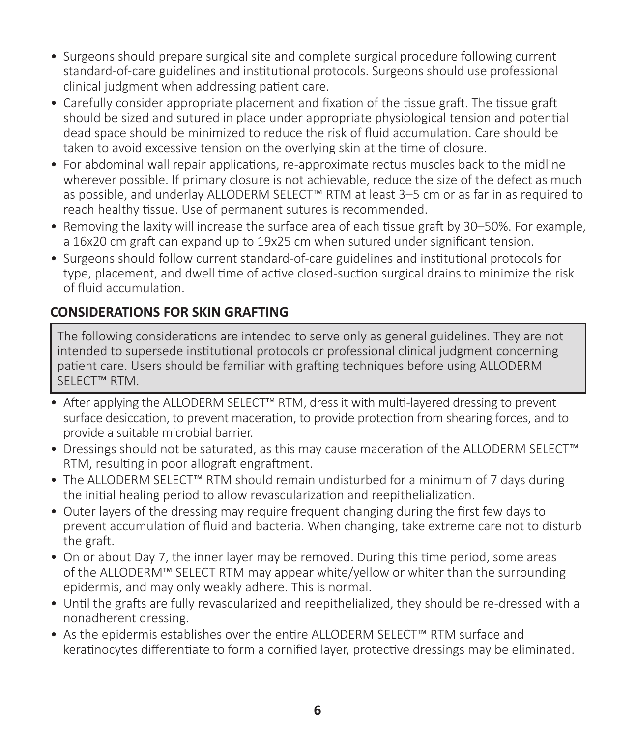- Surgeons should prepare surgical site and complete surgical procedure following current standard-of-care guidelines and institutional protocols. Surgeons should use professional clinical judgment when addressing patient care.
- Carefully consider appropriate placement and fixation of the tissue graft. The tissue graft should be sized and sutured in place under appropriate physiological tension and potential dead space should be minimized to reduce the risk of fluid accumulation. Care should be taken to avoid excessive tension on the overlying skin at the time of closure.
- For abdominal wall repair applications, re-approximate rectus muscles back to the midline wherever possible. If primary closure is not achievable, reduce the size of the defect as much as possible, and underlay ALLODERM SELECT™ RTM at least 3–5 cm or as far in as required to reach healthy tissue. Use of permanent sutures is recommended.
- Removing the laxity will increase the surface area of each tissue graft by 30–50%. For example, a 16x20 cm graft can expand up to 19x25 cm when sutured under significant tension.
- Surgeons should follow current standard-of-care guidelines and institutional protocols for type, placement, and dwell time of active closed-suction surgical drains to minimize the risk of fluid accumulation.

## CONSIDERATIONS FOR SKIN GRAFTING

The following considerations are intended to serve only as general guidelines. They are not intended to supersede institutional protocols or professional clinical judgment concerning patient care. Users should be familiar with grafting techniques before using ALLODERM SELECT™ RTM.

- After applying the ALLODERM SELECT™ RTM, dress it with multi-layered dressing to prevent surface desiccation, to prevent maceration, to provide protection from shearing forces, and to provide a suitable microbial barrier.
- Dressings should not be saturated, as this may cause maceration of the ALLODERM SELECT™ RTM, resulting in poor allograft engraftment.
- The ALLODERM SELECT™ RTM should remain undisturbed for a minimum of 7 days during the initial healing period to allow revascularization and reepithelialization.
- Outer layers of the dressing may require frequent changing during the first few days to prevent accumulation of fluid and bacteria. When changing, take extreme care not to disturb the graft.
- On or about Day 7, the inner layer may be removed. During this time period, some areas of the ALLODERM™ SELECT RTM may appear white/yellow or whiter than the surrounding epidermis, and may only weakly adhere. This is normal.
- Until the grafts are fully revascularized and reepithelialized, they should be re-dressed with a nonadherent dressing.
- As the epidermis establishes over the entire ALLODERM SELECT™ RTM surface and keratinocytes differentiate to form a cornified layer, protective dressings may be eliminated.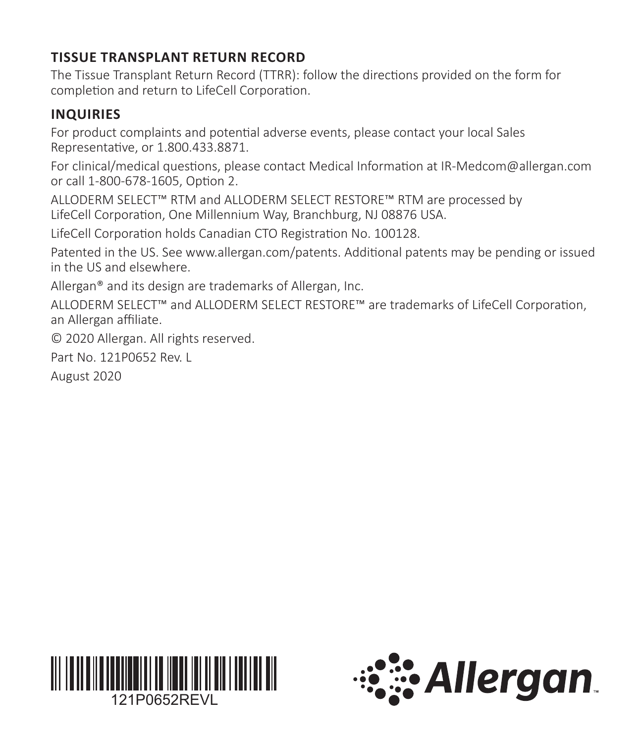## TISSUE TRANSPLANT RETURN RECORD

The Tissue Transplant Return Record (TTRR): follow the directions provided on the form for completion and return to LifeCell Corporation.

## INQUIRIES

For product complaints and potential adverse events, please contact your local Sales Representative, or 1.800.433.8871.

For clinical/medical questions, please contact Medical Information at IR-Medcom@allergan.com or call 1-800-678-1605, Option 2.

ALLODERM SELECT™ RTM and ALLODERM SELECT RESTORE™ RTM are processed by LifeCell Corporation, One Millennium Way, Branchburg, NJ 08876 USA.

LifeCell Corporation holds Canadian CTO Registration No. 100128.

Patented in the US. See www.allergan.com/patents. Additional patents may be pending or issued in the US and elsewhere.

Allergan® and its design are trademarks of Allergan, Inc.

ALLODERM SELECT™ and ALLODERM SELECT RESTORE™ are trademarks of LifeCell Corporation, an Allergan affiliate.

© 2020 Allergan. All rights reserved.

Part No. 121P0652 Rev. L

August 2020

121P0652REVL

Allergan™